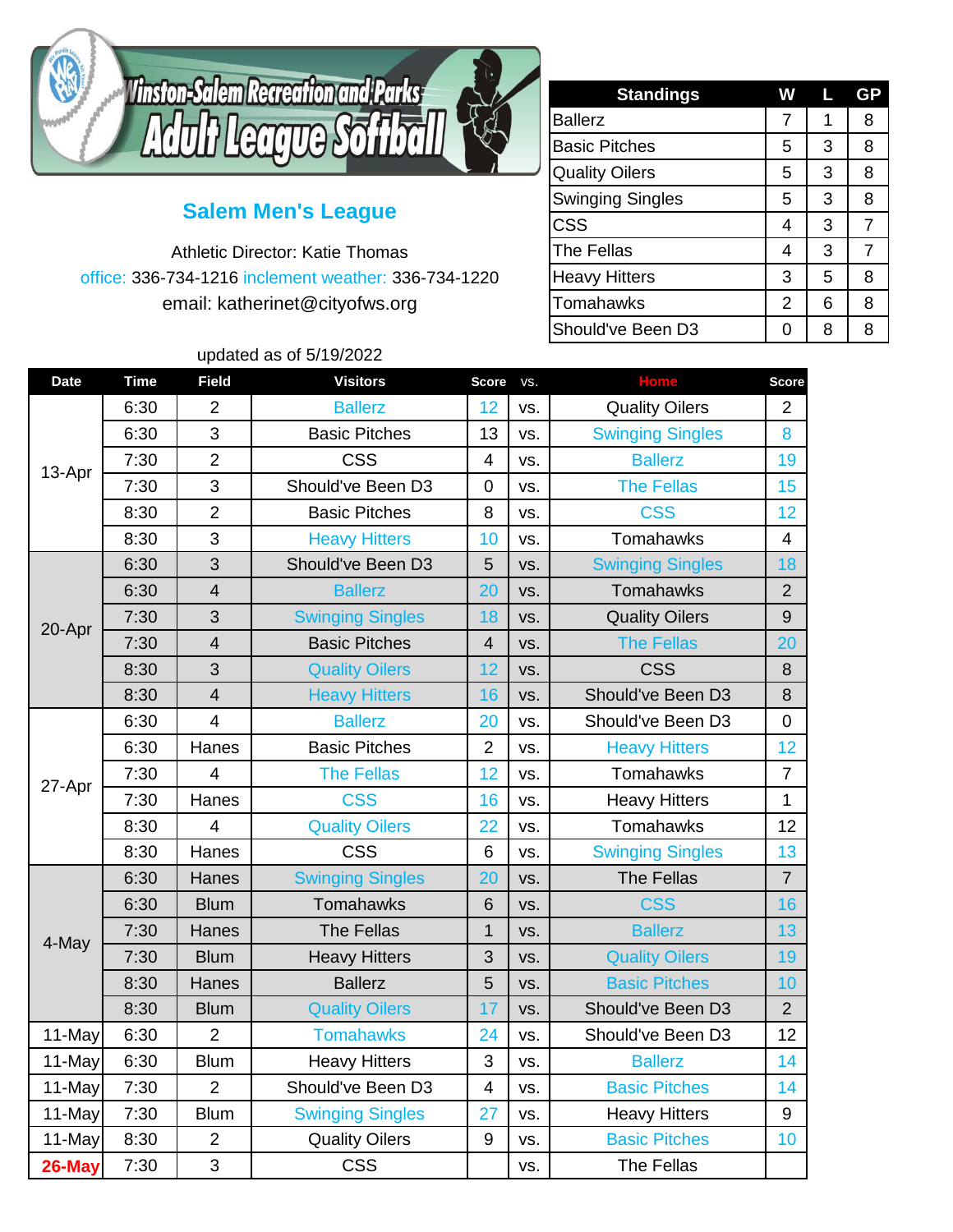# Winston-Salem Recreation and Parks Adult League Softball

## Salem Men's League

Athletic Director: Katie Thomas

office: 336-734-1216 inclement weather: 336-734-1220

email: katherinet@cityofws.org

| Standings | W | L | GP |
|---|---|---|---|
| Ballerz | 7 | 1 | 8 |
| Basic Pitches | 5 | 3 | 8 |
| Quality Oilers | 5 | 3 | 8 |
| Swinging Singles | 5 | 3 | 8 |
| CSS | 4 | 3 | 7 |
| The Fellas | 4 | 3 | 7 |
| Heavy Hitters | 3 | 5 | 8 |
| Tomahawks | 2 | 6 | 8 |
| Should've Been D3 | 0 | 8 | 8 |

updated as of 5/19/2022

| Date | Time | Field | Visitors | Score | vs. | Home | Score |
|---|---|---|---|---|---|---|---|
| 13-Apr | 6:30 | 2 | Ballerz | 12 | vs. | Quality Oilers | 2 |
| | 6:30 | 3 | Basic Pitches | 13 | vs. | Swinging Singles | 8 |
| | 7:30 | 2 | CSS | 4 | vs. | Ballerz | 19 |
| | 7:30 | 3 | Should've Been D3 | 0 | vs. | The Fellas | 15 |
| | 8:30 | 2 | Basic Pitches | 8 | vs. | CSS | 12 |
| | 8:30 | 3 | Heavy Hitters | 10 | vs. | Tomahawks | 4 |
| 20-Apr | 6:30 | 3 | Should've Been D3 | 5 | vs. | Swinging Singles | 18 |
| | 6:30 | 4 | Ballerz | 20 | vs. | Tomahawks | 2 |
| | 7:30 | 3 | Swinging Singles | 18 | vs. | Quality Oilers | 9 |
| | 7:30 | 4 | Basic Pitches | 4 | vs. | The Fellas | 20 |
| | 8:30 | 3 | Quality Oilers | 12 | vs. | CSS | 8 |
| | 8:30 | 4 | Heavy Hitters | 16 | vs. | Should've Been D3 | 8 |
| 27-Apr | 6:30 | 4 | Ballerz | 20 | vs. | Should've Been D3 | 0 |
| | 6:30 | Hanes | Basic Pitches | 2 | vs. | Heavy Hitters | 12 |
| | 7:30 | 4 | The Fellas | 12 | vs. | Tomahawks | 7 |
| | 7:30 | Hanes | CSS | 16 | vs. | Heavy Hitters | 1 |
| | 8:30 | 4 | Quality Oilers | 22 | vs. | Tomahawks | 12 |
| | 8:30 | Hanes | CSS | 6 | vs. | Swinging Singles | 13 |
| 4-May | 6:30 | Hanes | Swinging Singles | 20 | vs. | The Fellas | 7 |
| | 6:30 | Blum | Tomahawks | 6 | vs. | CSS | 16 |
| | 7:30 | Hanes | The Fellas | 1 | vs. | Ballerz | 13 |
| | 7:30 | Blum | Heavy Hitters | 3 | vs. | Quality Oilers | 19 |
| | 8:30 | Hanes | Ballerz | 5 | vs. | Basic Pitches | 10 |
| | 8:30 | Blum | Quality Oilers | 17 | vs. | Should've Been D3 | 2 |
| 11-May | 6:30 | 2 | Tomahawks | 24 | vs. | Should've Been D3 | 12 |
| 11-May | 6:30 | Blum | Heavy Hitters | 3 | vs. | Ballerz | 14 |
| 11-May | 7:30 | 2 | Should've Been D3 | 4 | vs. | Basic Pitches | 14 |
| 11-May | 7:30 | Blum | Swinging Singles | 27 | vs. | Heavy Hitters | 9 |
| 11-May | 8:30 | 2 | Quality Oilers | 9 | vs. | Basic Pitches | 10 |
| 26-May | 7:30 | 3 | CSS | | vs. | The Fellas | |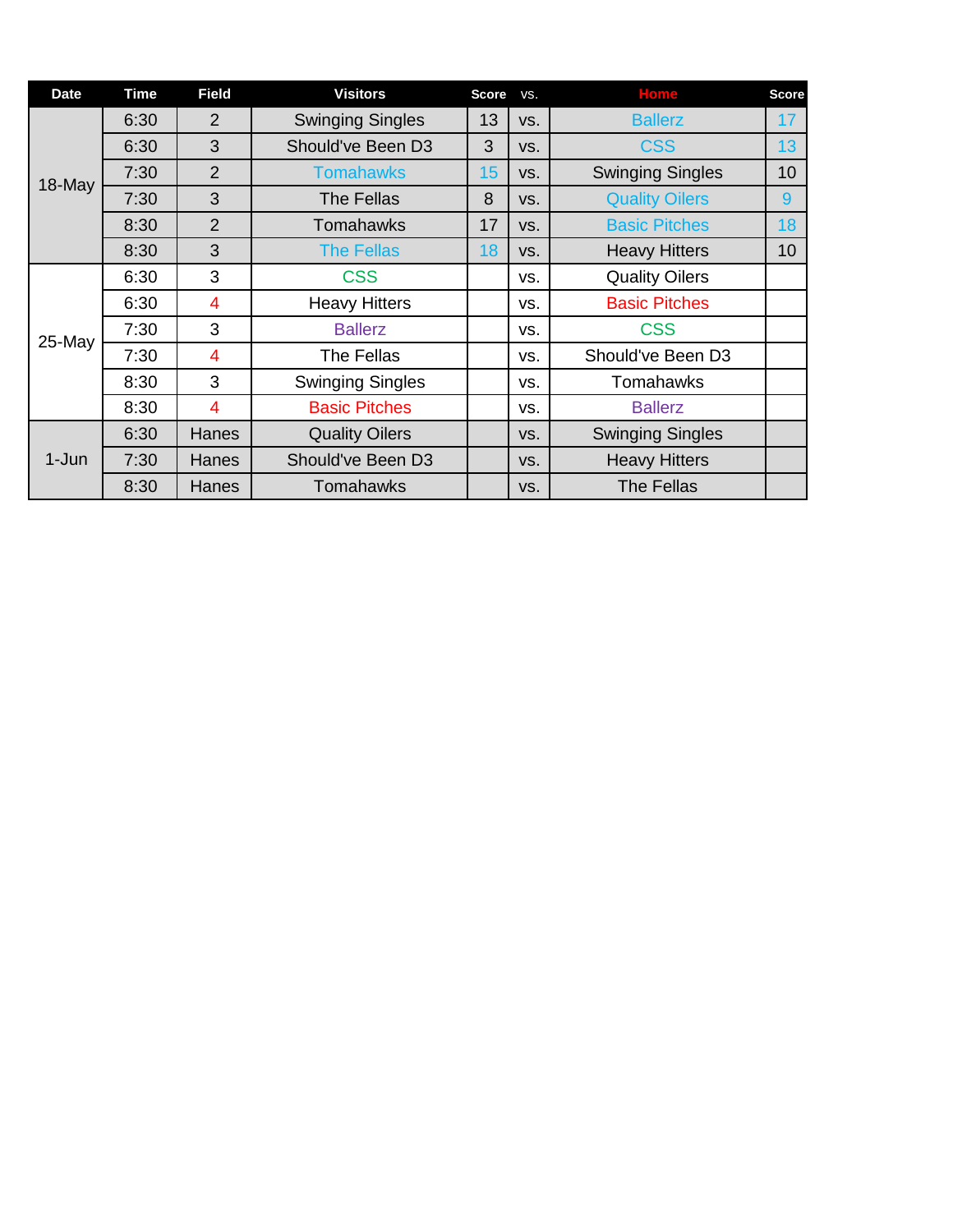| Date | Time | Field | Visitors | Score | vs. | Home | Score |
|---|---|---|---|---|---|---|---|
| 18-May | 6:30 | 2 | Swinging Singles | 13 | vs. | Ballerz | 17 |
| | 6:30 | 3 | Should've Been D3 | 3 | vs. | CSS | 13 |
| | 7:30 | 2 | Tomahawks | 15 | vs. | Swinging Singles | 10 |
| | 7:30 | 3 | The Fellas | 8 | vs. | Quality Oilers | 9 |
| | 8:30 | 2 | Tomahawks | 17 | vs. | Basic Pitches | 18 |
| | 8:30 | 3 | The Fellas | 18 | vs. | Heavy Hitters | 10 |
| 25-May | 6:30 | 3 | CSS | | vs. | Quality Oilers | |
| | 6:30 | 4 | Heavy Hitters | | vs. | Basic Pitches | |
| | 7:30 | 3 | Ballerz | | vs. | CSS | |
| | 7:30 | 4 | The Fellas | | vs. | Should've Been D3 | |
| | 8:30 | 3 | Swinging Singles | | vs. | Tomahawks | |
| | 8:30 | 4 | Basic Pitches | | vs. | Ballerz | |
| 1-Jun | 6:30 | Hanes | Quality Oilers | | vs. | Swinging Singles | |
| | 7:30 | Hanes | Should've Been D3 | | vs. | Heavy Hitters | |
| | 8:30 | Hanes | Tomahawks | | vs. | The Fellas | |